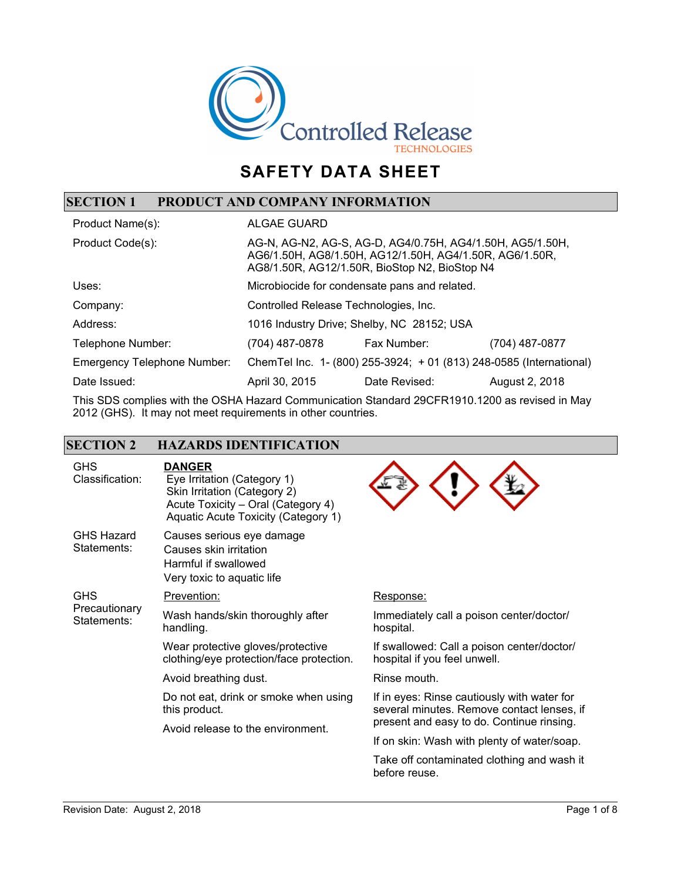# SAFETY DATA SHEET

## SECTION 1 PRODUCT AND COMPANY INFORMATION

| | |
|---|---|
| Product Name(s): | ALGAE GUARD |
| Product Code(s): | AG-N, AG-N2, AG-S, AG-D, AG4/0.75H, AG4/1.50H, AG5/1.50H, AG6/1.50H, AG8/1.50H, AG12/1.50H, AG4/1.50R, AG6/1.50R, AG8/1.50R, AG12/1.50R, BioStop N2, BioStop N4 |
| Uses: | Microbiocide for condensate pans and related. |
| Company: | Controlled Release Technologies, Inc. |
| Address: | 1016 Industry Drive; Shelby, NC 28152; USA |
| Telephone Number: | (704) 487-0878 Fax Number: (704) 487-0877 |
| Emergency Telephone Number: | ChemTel Inc. 1- (800) 255-3924; + 01 (813) 248-0585 (International) |
| Date Issued: | April 30, 2015 Date Revised: August 2, 2018 |

This SDS complies with the OSHA Hazard Communication Standard 29CFR1910.1200 as revised in May 2012 (GHS). It may not meet requirements in other countries.

## SECTION 2 HAZARDS IDENTIFICATION

**GHS Classification:**

**DANGER**

- Eye Irritation (Category 1)
- Skin Irritation (Category 2)
- Acute Toxicity – Oral (Category 4)
- Aquatic Acute Toxicity (Category 1)

**GHS Hazard Statements:**

- Causes serious eye damage
- Causes skin irritation
- Harmful if swallowed
- Very toxic to aquatic life

**GHS Precautionary Statements:**

Prevention:

- Wash hands/skin thoroughly after handling.
- Wear protective gloves/protective clothing/eye protection/face protection.
- Avoid breathing dust.
- Do not eat, drink or smoke when using this product.
- Avoid release to the environment.

Response:

- Immediately call a poison center/doctor/hospital.
- If swallowed: Call a poison center/doctor/hospital if you feel unwell.
- Rinse mouth.
- If in eyes: Rinse cautiously with water for several minutes. Remove contact lenses, if present and easy to do. Continue rinsing.
- If on skin: Wash with plenty of water/soap.
- Take off contaminated clothing and wash it before reuse.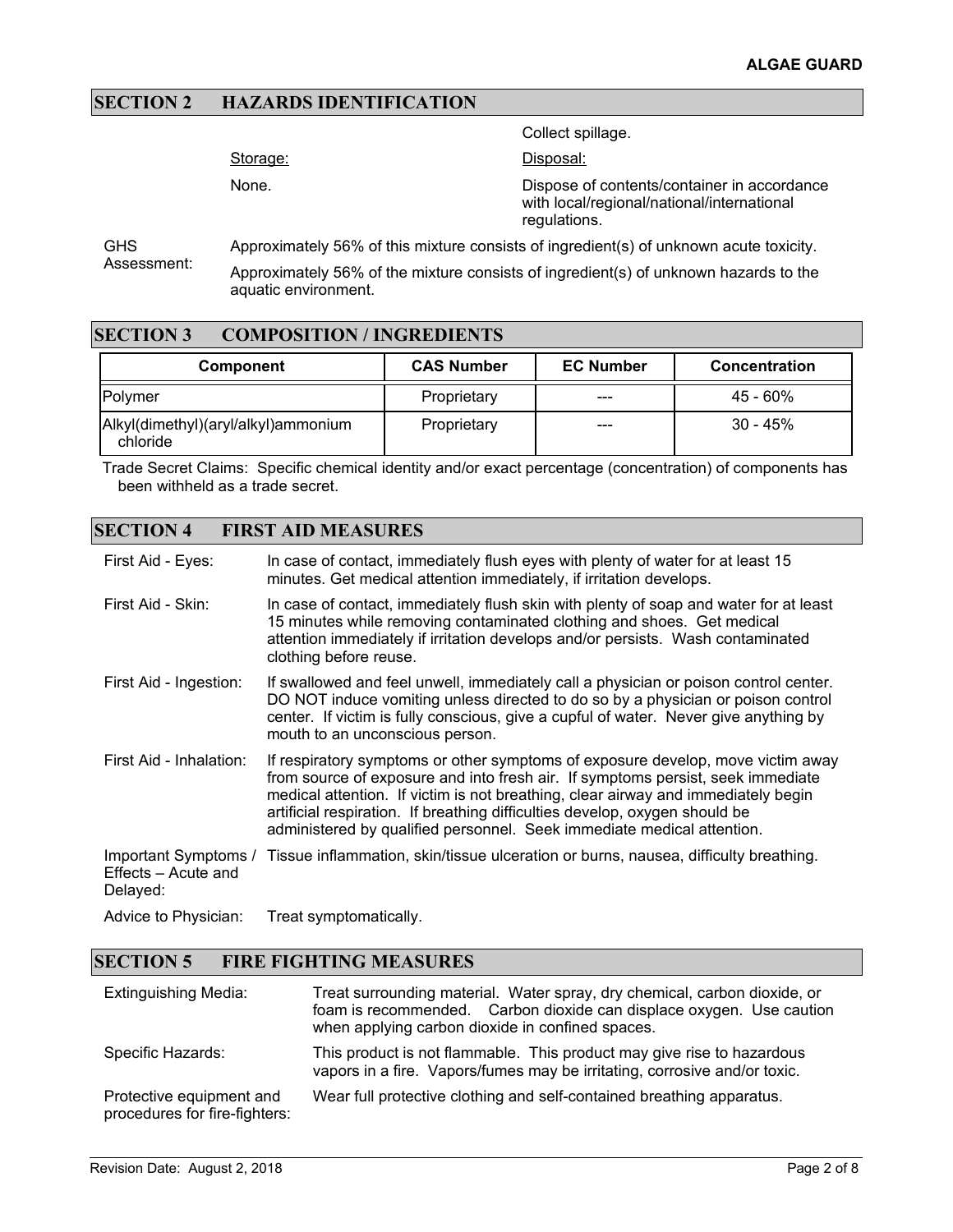## SECTION 2 HAZARDS IDENTIFICATION

Collect spillage.

Storage:

None.

Disposal:

Dispose of contents/container in accordance with local/regional/national/international regulations.

GHS Assessment: Approximately 56% of this mixture consists of ingredient(s) of unknown acute toxicity.

Approximately 56% of the mixture consists of ingredient(s) of unknown hazards to the aquatic environment.

## SECTION 3 COMPOSITION / INGREDIENTS

| Component | CAS Number | EC Number | Concentration |
|---|---|---|---|
| Polymer | Proprietary | --- | 45 - 60% |
| Alkyl(dimethyl)(aryl/alkyl)ammonium chloride | Proprietary | --- | 30 - 45% |

Trade Secret Claims: Specific chemical identity and/or exact percentage (concentration) of components has been withheld as a trade secret.

## SECTION 4 FIRST AID MEASURES

**First Aid - Eyes:** In case of contact, immediately flush eyes with plenty of water for at least 15 minutes. Get medical attention immediately, if irritation develops.

**First Aid - Skin:** In case of contact, immediately flush skin with plenty of soap and water for at least 15 minutes while removing contaminated clothing and shoes. Get medical attention immediately if irritation develops and/or persists. Wash contaminated clothing before reuse.

**First Aid - Ingestion:** If swallowed and feel unwell, immediately call a physician or poison control center. DO NOT induce vomiting unless directed to do so by a physician or poison control center. If victim is fully conscious, give a cupful of water. Never give anything by mouth to an unconscious person.

**First Aid - Inhalation:** If respiratory symptoms or other symptoms of exposure develop, move victim away from source of exposure and into fresh air. If symptoms persist, seek immediate medical attention. If victim is not breathing, clear airway and immediately begin artificial respiration. If breathing difficulties develop, oxygen should be administered by qualified personnel. Seek immediate medical attention.

**Important Symptoms / Effects – Acute and Delayed:** Tissue inflammation, skin/tissue ulceration or burns, nausea, difficulty breathing.

**Advice to Physician:** Treat symptomatically.

## SECTION 5 FIRE FIGHTING MEASURES

**Extinguishing Media:** Treat surrounding material. Water spray, dry chemical, carbon dioxide, or foam is recommended. Carbon dioxide can displace oxygen. Use caution when applying carbon dioxide in confined spaces.

**Specific Hazards:** This product is not flammable. This product may give rise to hazardous vapors in a fire. Vapors/fumes may be irritating, corrosive and/or toxic.

**Protective equipment and procedures for fire-fighters:** Wear full protective clothing and self-contained breathing apparatus.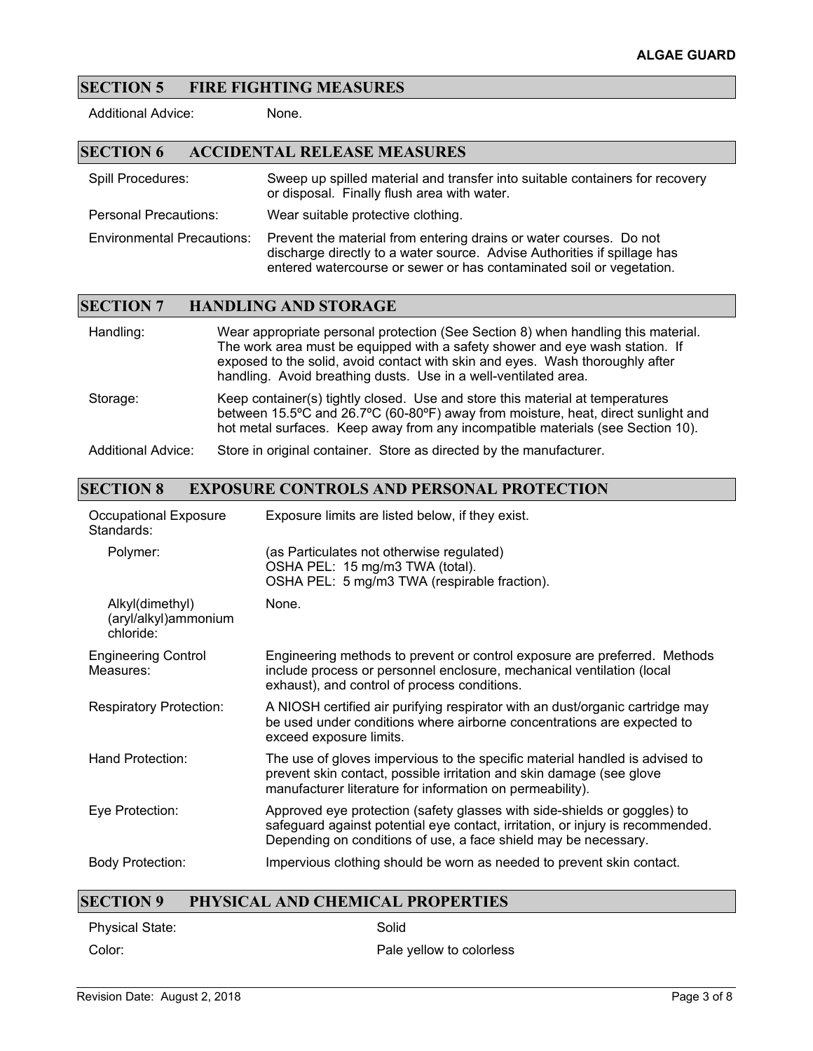## SECTION 5 FIRE FIGHTING MEASURES

| | |
|---|---|
| Additional Advice: | None. |

## SECTION 6 ACCIDENTAL RELEASE MEASURES

| | |
|---|---|
| Spill Procedures: | Sweep up spilled material and transfer into suitable containers for recovery or disposal. Finally flush area with water. |
| Personal Precautions: | Wear suitable protective clothing. |
| Environmental Precautions: | Prevent the material from entering drains or water courses. Do not discharge directly to a water source. Advise Authorities if spillage has entered watercourse or sewer or has contaminated soil or vegetation. |

## SECTION 7 HANDLING AND STORAGE

| | |
|---|---|
| Handling: | Wear appropriate personal protection (See Section 8) when handling this material. The work area must be equipped with a safety shower and eye wash station. If exposed to the solid, avoid contact with skin and eyes. Wash thoroughly after handling. Avoid breathing dusts. Use in a well-ventilated area. |
| Storage: | Keep container(s) tightly closed. Use and store this material at temperatures between 15.5ºC and 26.7ºC (60-80ºF) away from moisture, heat, direct sunlight and hot metal surfaces. Keep away from any incompatible materials (see Section 10). |
| Additional Advice: | Store in original container. Store as directed by the manufacturer. |

## SECTION 8 EXPOSURE CONTROLS AND PERSONAL PROTECTION

| | |
|---|---|
| Occupational Exposure Standards: | Exposure limits are listed below, if they exist. |
| Polymer: | (as Particulates not otherwise regulated)<br>OSHA PEL: 15 mg/m3 TWA (total).<br>OSHA PEL: 5 mg/m3 TWA (respirable fraction). |
| Alkyl(dimethyl)(aryl/alkyl)ammonium chloride: | None. |
| Engineering Control Measures: | Engineering methods to prevent or control exposure are preferred. Methods include process or personnel enclosure, mechanical ventilation (local exhaust), and control of process conditions. |
| Respiratory Protection: | A NIOSH certified air purifying respirator with an dust/organic cartridge may be used under conditions where airborne concentrations are expected to exceed exposure limits. |
| Hand Protection: | The use of gloves impervious to the specific material handled is advised to prevent skin contact, possible irritation and skin damage (see glove manufacturer literature for information on permeability). |
| Eye Protection: | Approved eye protection (safety glasses with side-shields or goggles) to safeguard against potential eye contact, irritation, or injury is recommended. Depending on conditions of use, a face shield may be necessary. |
| Body Protection: | Impervious clothing should be worn as needed to prevent skin contact. |

## SECTION 9 PHYSICAL AND CHEMICAL PROPERTIES

| | |
|---|---|
| Physical State: | Solid |
| Color: | Pale yellow to colorless |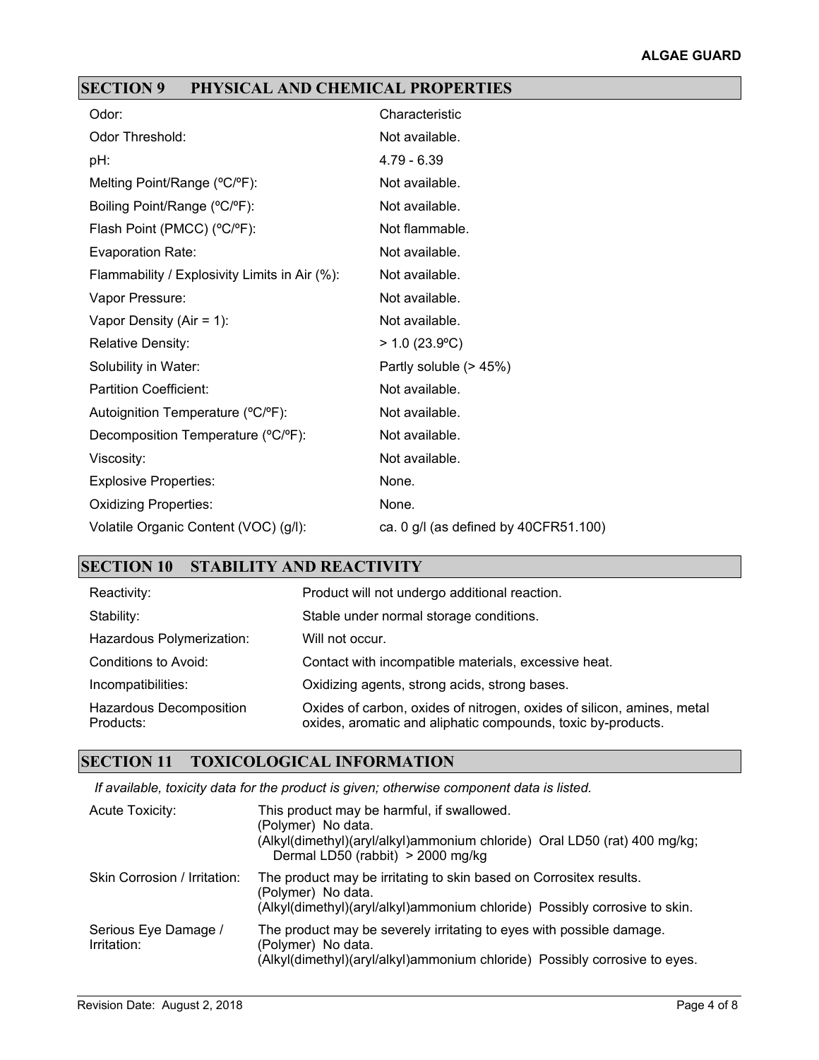## SECTION 9 PHYSICAL AND CHEMICAL PROPERTIES

| Property | Value |
|---|---|
| Odor: | Characteristic |
| Odor Threshold: | Not available. |
| pH: | 4.79 - 6.39 |
| Melting Point/Range (ºC/ºF): | Not available. |
| Boiling Point/Range (ºC/ºF): | Not available. |
| Flash Point (PMCC) (ºC/ºF): | Not flammable. |
| Evaporation Rate: | Not available. |
| Flammability / Explosivity Limits in Air (%): | Not available. |
| Vapor Pressure: | Not available. |
| Vapor Density (Air = 1): | Not available. |
| Relative Density: | > 1.0 (23.9ºC) |
| Solubility in Water: | Partly soluble (> 45%) |
| Partition Coefficient: | Not available. |
| Autoignition Temperature (ºC/ºF): | Not available. |
| Decomposition Temperature (ºC/ºF): | Not available. |
| Viscosity: | Not available. |
| Explosive Properties: | None. |
| Oxidizing Properties: | None. |
| Volatile Organic Content (VOC) (g/l): | ca. 0 g/l (as defined by 40CFR51.100) |

## SECTION 10 STABILITY AND REACTIVITY

| Item | Description |
|---|---|
| Reactivity: | Product will not undergo additional reaction. |
| Stability: | Stable under normal storage conditions. |
| Hazardous Polymerization: | Will not occur. |
| Conditions to Avoid: | Contact with incompatible materials, excessive heat. |
| Incompatibilities: | Oxidizing agents, strong acids, strong bases. |
| Hazardous Decomposition Products: | Oxides of carbon, oxides of nitrogen, oxides of silicon, amines, metal oxides, aromatic and aliphatic compounds, toxic by-products. |

## SECTION 11 TOXICOLOGICAL INFORMATION

*If available, toxicity data for the product is given; otherwise component data is listed.*

| Item | Description |
|---|---|
| Acute Toxicity: | This product may be harmful, if swallowed.<br>(Polymer) No data.<br>(Alkyl(dimethyl)(aryl/alkyl)ammonium chloride) Oral LD50 (rat) 400 mg/kg; Dermal LD50 (rabbit) > 2000 mg/kg |
| Skin Corrosion / Irritation: | The product may be irritating to skin based on Corrositex results.<br>(Polymer) No data.<br>(Alkyl(dimethyl)(aryl/alkyl)ammonium chloride) Possibly corrosive to skin. |
| Serious Eye Damage / Irritation: | The product may be severely irritating to eyes with possible damage.<br>(Polymer) No data.<br>(Alkyl(dimethyl)(aryl/alkyl)ammonium chloride) Possibly corrosive to eyes. |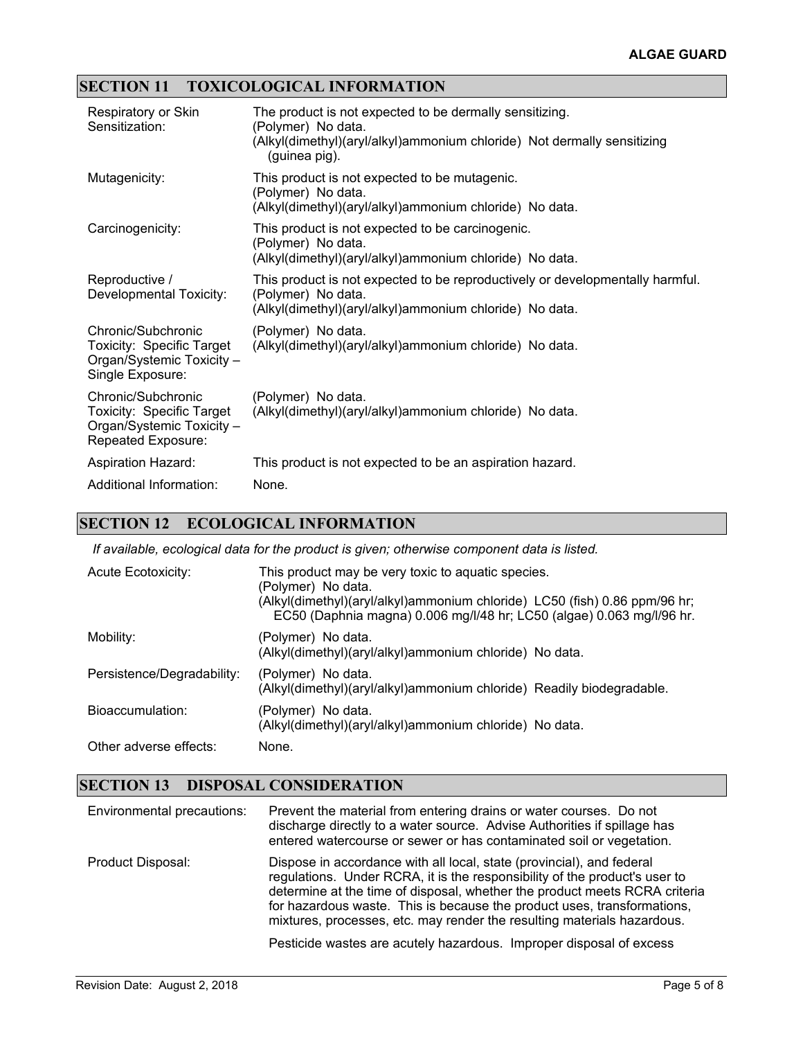## SECTION 11 TOXICOLOGICAL INFORMATION

| | |
|---|---|
| Respiratory or Skin Sensitization: | The product is not expected to be dermally sensitizing.<br>(Polymer) No data.<br>(Alkyl(dimethyl)(aryl/alkyl)ammonium chloride) Not dermally sensitizing (guinea pig). |
| Mutagenicity: | This product is not expected to be mutagenic.<br>(Polymer) No data.<br>(Alkyl(dimethyl)(aryl/alkyl)ammonium chloride) No data. |
| Carcinogenicity: | This product is not expected to be carcinogenic.<br>(Polymer) No data.<br>(Alkyl(dimethyl)(aryl/alkyl)ammonium chloride) No data. |
| Reproductive / Developmental Toxicity: | This product is not expected to be reproductively or developmentally harmful.<br>(Polymer) No data.<br>(Alkyl(dimethyl)(aryl/alkyl)ammonium chloride) No data. |
| Chronic/Subchronic Toxicity: Specific Target Organ/Systemic Toxicity – Single Exposure: | (Polymer) No data.<br>(Alkyl(dimethyl)(aryl/alkyl)ammonium chloride) No data. |
| Chronic/Subchronic Toxicity: Specific Target Organ/Systemic Toxicity – Repeated Exposure: | (Polymer) No data.<br>(Alkyl(dimethyl)(aryl/alkyl)ammonium chloride) No data. |
| Aspiration Hazard: | This product is not expected to be an aspiration hazard. |
| Additional Information: | None. |

## SECTION 12 ECOLOGICAL INFORMATION

*If available, ecological data for the product is given; otherwise component data is listed.*

| | |
|---|---|
| Acute Ecotoxicity: | This product may be very toxic to aquatic species.<br>(Polymer) No data.<br>(Alkyl(dimethyl)(aryl/alkyl)ammonium chloride) LC50 (fish) 0.86 ppm/96 hr; EC50 (Daphnia magna) 0.006 mg/l/48 hr; LC50 (algae) 0.063 mg/l/96 hr. |
| Mobility: | (Polymer) No data.<br>(Alkyl(dimethyl)(aryl/alkyl)ammonium chloride) No data. |
| Persistence/Degradability: | (Polymer) No data.<br>(Alkyl(dimethyl)(aryl/alkyl)ammonium chloride) Readily biodegradable. |
| Bioaccumulation: | (Polymer) No data.<br>(Alkyl(dimethyl)(aryl/alkyl)ammonium chloride) No data. |
| Other adverse effects: | None. |

## SECTION 13 DISPOSAL CONSIDERATION

| | |
|---|---|
| Environmental precautions: | Prevent the material from entering drains or water courses. Do not discharge directly to a water source. Advise Authorities if spillage has entered watercourse or sewer or has contaminated soil or vegetation. |
| Product Disposal: | Dispose in accordance with all local, state (provincial), and federal regulations. Under RCRA, it is the responsibility of the product's user to determine at the time of disposal, whether the product meets RCRA criteria for hazardous waste. This is because the product uses, transformations, mixtures, processes, etc. may render the resulting materials hazardous.<br><br>Pesticide wastes are acutely hazardous. Improper disposal of excess |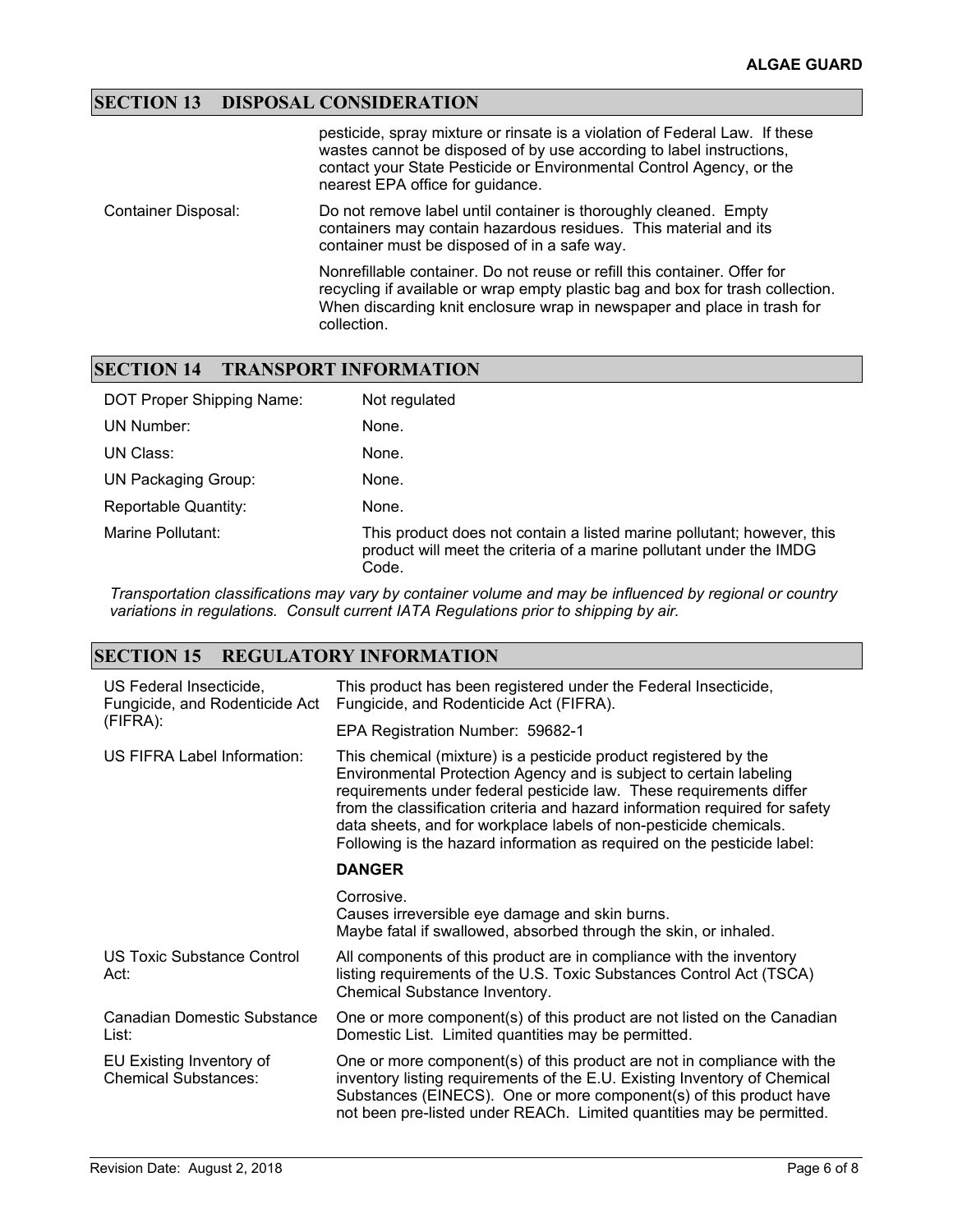## SECTION 13 DISPOSAL CONSIDERATION

| | |
|---|---|
| | pesticide, spray mixture or rinsate is a violation of Federal Law. If these wastes cannot be disposed of by use according to label instructions, contact your State Pesticide or Environmental Control Agency, or the nearest EPA office for guidance. |
| Container Disposal: | Do not remove label until container is thoroughly cleaned. Empty containers may contain hazardous residues. This material and its container must be disposed of in a safe way. |
| | Nonrefillable container. Do not reuse or refill this container. Offer for recycling if available or wrap empty plastic bag and box for trash collection. When discarding knit enclosure wrap in newspaper and place in trash for collection. |

## SECTION 14 TRANSPORT INFORMATION

| | |
|---|---|
| DOT Proper Shipping Name: | Not regulated |
| UN Number: | None. |
| UN Class: | None. |
| UN Packaging Group: | None. |
| Reportable Quantity: | None. |
| Marine Pollutant: | This product does not contain a listed marine pollutant; however, this product will meet the criteria of a marine pollutant under the IMDG Code. |

*Transportation classifications may vary by container volume and may be influenced by regional or country variations in regulations. Consult current IATA Regulations prior to shipping by air.*

## SECTION 15 REGULATORY INFORMATION

| | |
|---|---|
| US Federal Insecticide, Fungicide, and Rodenticide Act (FIFRA): | This product has been registered under the Federal Insecticide, Fungicide, and Rodenticide Act (FIFRA).<br><br>EPA Registration Number: 59682-1 |
| US FIFRA Label Information: | This chemical (mixture) is a pesticide product registered by the Environmental Protection Agency and is subject to certain labeling requirements under federal pesticide law. These requirements differ from the classification criteria and hazard information required for safety data sheets, and for workplace labels of non-pesticide chemicals. Following is the hazard information as required on the pesticide label:<br><br>**DANGER**<br><br>Corrosive.<br>Causes irreversible eye damage and skin burns.<br>Maybe fatal if swallowed, absorbed through the skin, or inhaled. |
| US Toxic Substance Control Act: | All components of this product are in compliance with the inventory listing requirements of the U.S. Toxic Substances Control Act (TSCA) Chemical Substance Inventory. |
| Canadian Domestic Substance List: | One or more component(s) of this product are not listed on the Canadian Domestic List. Limited quantities may be permitted. |
| EU Existing Inventory of Chemical Substances: | One or more component(s) of this product are not in compliance with the inventory listing requirements of the E.U. Existing Inventory of Chemical Substances (EINECS). One or more component(s) of this product have not been pre-listed under REACh. Limited quantities may be permitted. |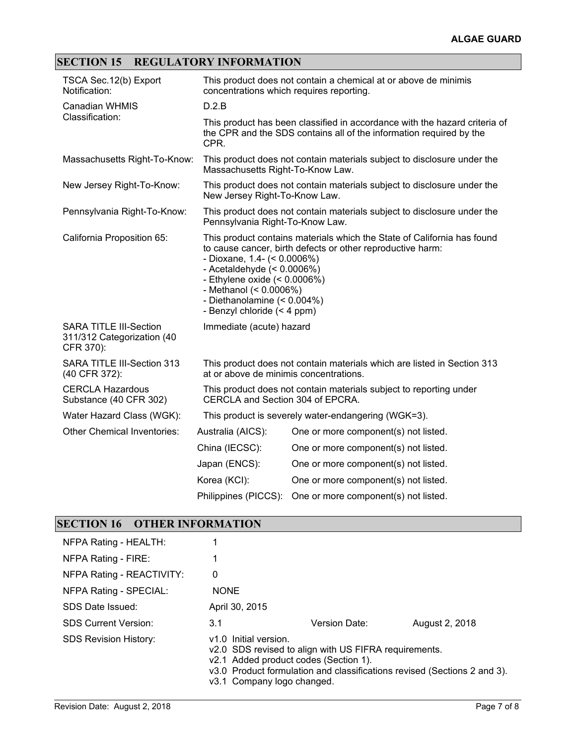## SECTION 15 REGULATORY INFORMATION

| | | |
|---|---|---|
| TSCA Sec.12(b) Export Notification: | This product does not contain a chemical at or above de minimis concentrations which requires reporting. | |
| Canadian WHMIS Classification: | D.2.B<br>This product has been classified in accordance with the hazard criteria of the CPR and the SDS contains all of the information required by the CPR. | |
| Massachusetts Right-To-Know: | This product does not contain materials subject to disclosure under the Massachusetts Right-To-Know Law. | |
| New Jersey Right-To-Know: | This product does not contain materials subject to disclosure under the New Jersey Right-To-Know Law. | |
| Pennsylvania Right-To-Know: | This product does not contain materials subject to disclosure under the Pennsylvania Right-To-Know Law. | |
| California Proposition 65: | This product contains materials which the State of California has found to cause cancer, birth defects or other reproductive harm:<br>- Dioxane, 1.4- (< 0.0006%)<br>- Acetaldehyde (< 0.0006%)<br>- Ethylene oxide (< 0.0006%)<br>- Methanol (< 0.0006%)<br>- Diethanolamine (< 0.004%)<br>- Benzyl chloride (< 4 ppm) | |
| SARA TITLE III-Section 311/312 Categorization (40 CFR 370): | Immediate (acute) hazard | |
| SARA TITLE III-Section 313 (40 CFR 372): | This product does not contain materials which are listed in Section 313 at or above de minimis concentrations. | |
| CERCLA Hazardous Substance (40 CFR 302) | This product does not contain materials subject to reporting under CERCLA and Section 304 of EPCRA. | |
| Water Hazard Class (WGK): | This product is severely water-endangering (WGK=3). | |
| Other Chemical Inventories: | Australia (AICS): | One or more component(s) not listed. |
| | China (IECSC): | One or more component(s) not listed. |
| | Japan (ENCS): | One or more component(s) not listed. |
| | Korea (KCI): | One or more component(s) not listed. |
| | Philippines (PICCS): | One or more component(s) not listed. |

## SECTION 16 OTHER INFORMATION

| | | | |
|---|---|---|---|
| NFPA Rating - HEALTH: | 1 | | |
| NFPA Rating - FIRE: | 1 | | |
| NFPA Rating - REACTIVITY: | 0 | | |
| NFPA Rating - SPECIAL: | NONE | | |
| SDS Date Issued: | April 30, 2015 | | |
| SDS Current Version: | 3.1 | Version Date: | August 2, 2018 |
| SDS Revision History: | v1.0 Initial version.<br>v2.0 SDS revised to align with US FIFRA requirements.<br>v2.1 Added product codes (Section 1).<br>v3.0 Product formulation and classifications revised (Sections 2 and 3).<br>v3.1 Company logo changed. | | |

Revision Date: August 2, 2018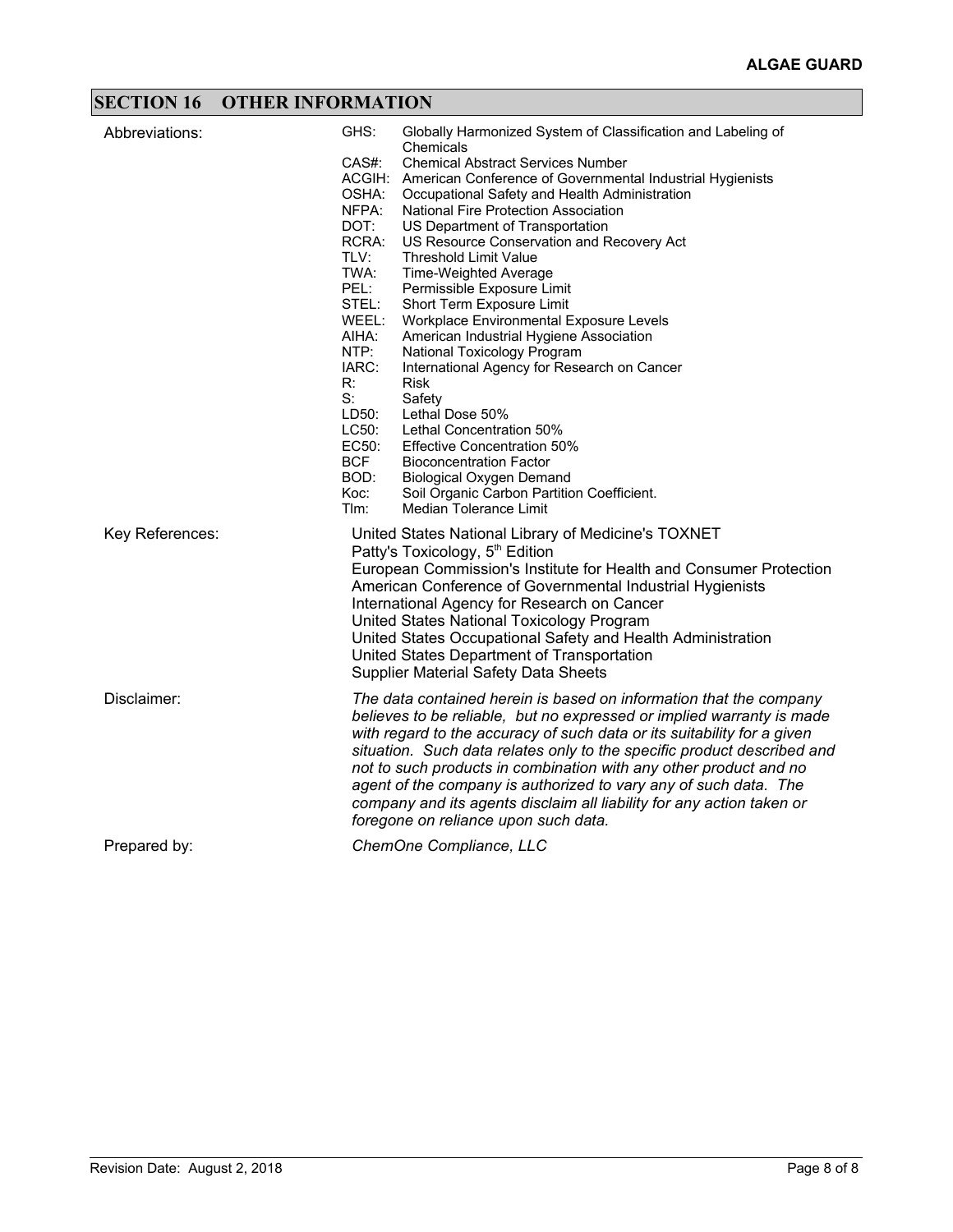## SECTION 16 OTHER INFORMATION

**Abbreviations:**

| | |
|---|---|
| GHS: | Globally Harmonized System of Classification and Labeling of Chemicals |
| CAS#: | Chemical Abstract Services Number |
| ACGIH: | American Conference of Governmental Industrial Hygienists |
| OSHA: | Occupational Safety and Health Administration |
| NFPA: | National Fire Protection Association |
| DOT: | US Department of Transportation |
| RCRA: | US Resource Conservation and Recovery Act |
| TLV: | Threshold Limit Value |
| TWA: | Time-Weighted Average |
| PEL: | Permissible Exposure Limit |
| STEL: | Short Term Exposure Limit |
| WEEL: | Workplace Environmental Exposure Levels |
| AIHA: | American Industrial Hygiene Association |
| NTP: | National Toxicology Program |
| IARC: | International Agency for Research on Cancer |
| R: | Risk |
| S: | Safety |
| LD50: | Lethal Dose 50% |
| LC50: | Lethal Concentration 50% |
| EC50: | Effective Concentration 50% |
| BCF | Bioconcentration Factor |
| BOD: | Biological Oxygen Demand |
| Koc: | Soil Organic Carbon Partition Coefficient. |
| Tlm: | Median Tolerance Limit |

**Key References:**

United States National Library of Medicine's TOXNET
Patty's Toxicology, 5th Edition
European Commission's Institute for Health and Consumer Protection
American Conference of Governmental Industrial Hygienists
International Agency for Research on Cancer
United States National Toxicology Program
United States Occupational Safety and Health Administration
United States Department of Transportation
Supplier Material Safety Data Sheets

**Disclaimer:**

*The data contained herein is based on information that the company believes to be reliable, but no expressed or implied warranty is made with regard to the accuracy of such data or its suitability for a given situation. Such data relates only to the specific product described and not to such products in combination with any other product and no agent of the company is authorized to vary any of such data. The company and its agents disclaim all liability for any action taken or foregone on reliance upon such data.*

**Prepared by:** *ChemOne Compliance, LLC*

Revision Date: August 2, 2018